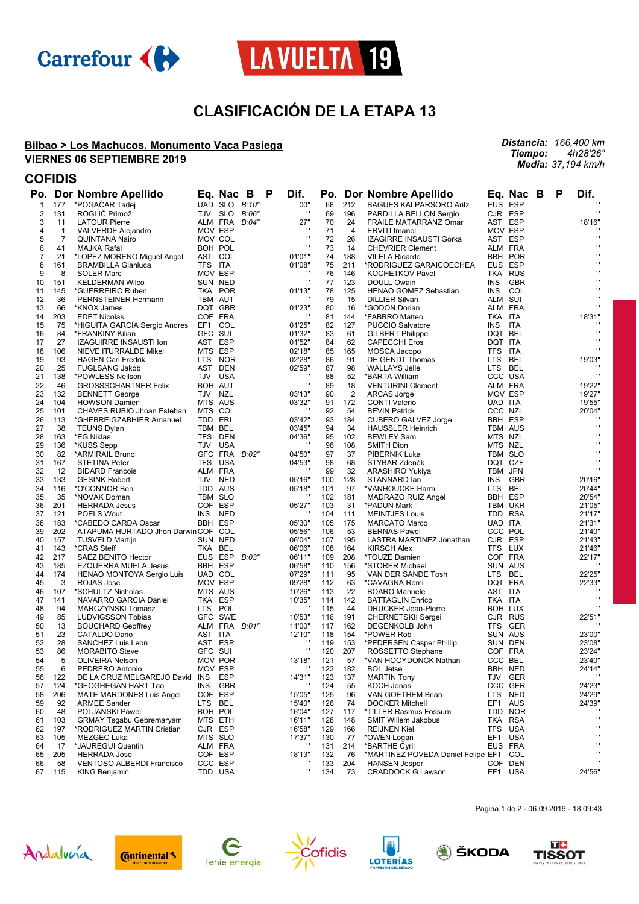# CLASIFICACIÓN DE LA ETAPA 13

**Bilbao > Los Machucos. Monumento Vaca Pasiega**
**VIERNES 06 SEPTIEMBRE 2019**

***Distancia:*** *166,400 km*
***Tiempo:*** *4h28'26"*
***Media:*** *37,194 km/h*

## COFIDIS

| Po. | Dor | Nombre Apellido | Eq. | Nac | B | P | Dif. |
|---|---|---|---|---|---|---|---|
| 1 | 177 | *POGACAR Tadej | UAD | SLO | B:10" | | 00" |
| 2 | 131 | ROGLIČ Primož | TJV | SLO | B:06" | | ' ' |
| 3 | 11 | LATOUR Pierre | ALM | FRA | B:04" | | 27" |
| 4 | 1 | VALVERDE Alejandro | MOV | ESP | | | ' ' |
| 5 | 7 | QUINTANA Nairo | MOV | COL | | | ' ' |
| 6 | 41 | MAJKA Rafal | BOH | POL | | | ' ' |
| 7 | 21 | *LOPEZ MORENO Miguel Angel | AST | COL | | | 01'01" |
| 8 | 161 | BRAMBILLA Gianluca | TFS | ITA | | | 01'08" |
| 9 | 8 | SOLER Marc | MOV | ESP | | | ' ' |
| 10 | 151 | KELDERMAN Wilco | SUN | NED | | | ' ' |
| 11 | 145 | *GUERREIRO Ruben | TKA | POR | | | 01'13" |
| 12 | 36 | PERNSTEINER Hermann | TBM | AUT | | | ' ' |
| 13 | 66 | *KNOX James | DQT | GBR | | | 01'23" |
| 14 | 203 | EDET Nicolas | COF | FRA | | | ' ' |
| 15 | 75 | *HIGUITA GARCIA Sergio Andres | EF1 | COL | | | 01'25" |
| 16 | 84 | *FRANKINY Kilian | GFC | SUI | | | 01'32" |
| 17 | 27 | IZAGUIRRE INSAUSTI Ion | AST | ESP | | | 01'52" |
| 18 | 106 | NIEVE ITURRALDE Mikel | MTS | ESP | | | 02'18" |
| 19 | 93 | HAGEN Carl Fredrik | LTS | NOR | | | 02'28" |
| 20 | 25 | FUGLSANG Jakob | AST | DEN | | | 02'59" |
| 21 | 138 | *POWLESS Neilson | TJV | USA | | | ' ' |
| 22 | 46 | GROSSSCHARTNER Felix | BOH | AUT | | | ' ' |
| 23 | 132 | BENNETT George | TJV | NZL | | | 03'13" |
| 24 | 104 | HOWSON Damien | MTS | AUS | | | 03'32" |
| 25 | 101 | CHAVES RUBIO Jhoan Esteban | MTS | COL | | | ' ' |
| 26 | 113 | *GHEBREIGZABHIER Amanuel | TDD | ERI | | | 03'42" |
| 27 | 38 | TEUNS Dylan | TBM | BEL | | | 03'45" |
| 28 | 163 | *EG Niklas | TFS | DEN | | | 04'36" |
| 29 | 136 | *KUSS Sepp | TJV | USA | | | ' ' |
| 30 | 82 | *ARMIRAIL Bruno | GFC | FRA | B:02" | | 04'50" |
| 31 | 167 | STETINA Peter | TFS | USA | | | 04'53" |
| 32 | 12 | BIDARD Francois | ALM | FRA | | | ' ' |
| 33 | 133 | GESINK Robert | TJV | NED | | | 05'16" |
| 34 | 116 | *O'CONNOR Ben | TDD | AUS | | | 05'18" |
| 35 | 35 | *NOVAK Domen | TBM | SLO | | | ' ' |
| 36 | 201 | HERRADA Jesus | COF | ESP | | | 05'27" |
| 37 | 121 | POELS Wout | INS | NED | | | ' ' |
| 38 | 183 | *CABEDO CARDA Oscar | BBH | ESP | | | 05'30" |
| 39 | 202 | ATAPUMA HURTADO Jhon Darwin | COF | COL | | | 05'56" |
| 40 | 157 | TUSVELD Martijn | SUN | NED | | | 06'04" |
| 41 | 143 | *CRAS Steff | TKA | BEL | | | 06'06" |
| 42 | 217 | SAEZ BENITO Hector | EUS | ESP | B:03" | | 06'11" |
| 43 | 185 | EZQUERRA MUELA Jesus | BBH | ESP | | | 06'58" |
| 44 | 174 | HENAO MONTOYA Sergio Luis | UAD | COL | | | 07'29" |
| 45 | 3 | ROJAS Jose | MOV | ESP | | | 09'28" |
| 46 | 107 | *SCHULTZ Nicholas | MTS | AUS | | | 10'26" |
| 47 | 141 | NAVARRO GARCIA Daniel | TKA | ESP | | | 10'35" |
| 48 | 94 | MARCZYNSKI Tomasz | LTS | POL | | | ' ' |
| 49 | 85 | LUDVIGSSON Tobias | GFC | SWE | | | 10'53" |
| 50 | 13 | BOUCHARD Geoffrey | ALM | FRA | B:01" | | 11'00" |
| 51 | 23 | CATALDO Dario | AST | ITA | | | 12'10" |
| 52 | 28 | SANCHEZ Luis Leon | AST | ESP | | | ' ' |
| 53 | 86 | MORABITO Steve | GFC | SUI | | | ' ' |
| 54 | 5 | OLIVEIRA Nelson | MOV | POR | | | 13'18" |
| 55 | 6 | PEDRERO Antonio | MOV | ESP | | | ' ' |
| 56 | 122 | DE LA CRUZ MELGAREJO David | INS | ESP | | | 14'31" |
| 57 | 124 | *GEOGHEGAN HART Tao | INS | GBR | | | ' ' |
| 58 | 206 | MATE MARDONES Luis Angel | COF | ESP | | | 15'05" |
| 59 | 92 | ARMEE Sander | LTS | BEL | | | 15'40" |
| 60 | 48 | POLJANSKI Pawel | BOH | POL | | | 16'04" |
| 61 | 103 | GRMAY Tsgabu Gebremaryam | MTS | ETH | | | 16'11" |
| 62 | 197 | *RODRIGUEZ MARTIN Cristian | CJR | ESP | | | 16'58" |
| 63 | 105 | MEZGEC Luka | MTS | SLO | | | 17'37" |
| 64 | 17 | *JAUREGUI Quentin | ALM | FRA | | | ' ' |
| 65 | 205 | HERRADA Jose | COF | ESP | | | 18'13" |
| 66 | 58 | VENTOSO ALBERDI Francisco | CCC | ESP | | | ' ' |
| 67 | 115 | KING Benjamin | TDD | USA | | | ' ' |
| 68 | 212 | BAGUES KALPARSORO Aritz | EUS | ESP | | | ' ' |
| 69 | 196 | PARDILLA BELLON Sergio | CJR | ESP | | | ' ' |
| 70 | 24 | FRAILE MATARRANZ Omar | AST | ESP | | | 18'16" |
| 71 | 4 | ERVITI Imanol | MOV | ESP | | | ' ' |
| 72 | 26 | IZAGIRRE INSAUSTI Gorka | AST | ESP | | | ' ' |
| 73 | 14 | CHEVRIER Clement | ALM | FRA | | | ' ' |
| 74 | 188 | VILELA Ricardo | BBH | POR | | | ' ' |
| 75 | 211 | *RODRIGUEZ GARAICOECHEA | EUS | ESP | | | ' ' |
| 76 | 146 | KOCHETKOV Pavel | TKA | RUS | | | ' ' |
| 77 | 123 | DOULL Owain | INS | GBR | | | ' ' |
| 78 | 125 | HENAO GOMEZ Sebastian | INS | COL | | | ' ' |
| 79 | 15 | DILLIER Silvan | ALM | SUI | | | ' ' |
| 80 | 16 | *GODON Dorian | ALM | FRA | | | ' ' |
| 81 | 144 | *FABBRO Matteo | TKA | ITA | | | 18'31" |
| 82 | 127 | PUCCIO Salvatore | INS | ITA | | | ' ' |
| 83 | 61 | GILBERT Philippe | DQT | BEL | | | ' ' |
| 84 | 62 | CAPECCHI Eros | DQT | ITA | | | ' ' |
| 85 | 165 | MOSCA Jacopo | TFS | ITA | | | ' ' |
| 86 | 91 | DE GENDT Thomas | LTS | BEL | | | 19'03" |
| 87 | 98 | WALLAYS Jelle | LTS | BEL | | | ' ' |
| 88 | 52 | *BARTA William | CCC | USA | | | ' ' |
| 89 | 18 | VENTURINI Clement | ALM | FRA | | | 19'22" |
| 90 | 2 | ARCAS Jorge | MOV | ESP | | | 19'27" |
| 91 | 172 | CONTI Valerio | UAD | ITA | | | 19'55" |
| 92 | 54 | BEVIN Patrick | CCC | NZL | | | 20'04" |
| 93 | 184 | CUBERO GALVEZ Jorge | BBH | ESP | | | ' ' |
| 94 | 34 | HAUSSLER Heinrich | TBM | AUS | | | ' ' |
| 95 | 102 | BEWLEY Sam | MTS | NZL | | | ' ' |
| 96 | 108 | SMITH Dion | MTS | NZL | | | ' ' |
| 97 | 37 | PIBERNIK Luka | TBM | SLO | | | ' ' |
| 98 | 68 | ŠTYBAR Zdeněk | DQT | CZE | | | ' ' |
| 99 | 32 | ARASHIRO Yukiya | TBM | JPN | | | ' ' |
| 100 | 128 | STANNARD Ian | INS | GBR | | | 20'16" |
| 101 | 97 | *VANHOUCKE Harm | LTS | BEL | | | 20'44" |
| 102 | 181 | MADRAZO RUIZ Angel | BBH | ESP | | | 20'54" |
| 103 | 31 | *PADUN Mark | TBM | UKR | | | 21'05" |
| 104 | 111 | MEINTJES Louis | TDD | RSA | | | 21'17" |
| 105 | 175 | MARCATO Marco | UAD | ITA | | | 21'31" |
| 106 | 53 | BERNAS Pawel | CCC | POL | | | 21'40" |
| 107 | 195 | LASTRA MARTINEZ Jonathan | CJR | ESP | | | 21'43" |
| 108 | 164 | KIRSCH Alex | TFS | LUX | | | 21'46" |
| 109 | 208 | *TOUZE Damien | COF | FRA | | | 22'17" |
| 110 | 156 | *STORER Michael | SUN | AUS | | | ' ' |
| 111 | 95 | VAN DER SANDE Tosh | LTS | BEL | | | 22'25" |
| 112 | 63 | *CAVAGNA Remi | DQT | FRA | | | 22'33" |
| 113 | 22 | BOARO Manuele | AST | ITA | | | ' ' |
| 114 | 142 | BATTAGLIN Enrico | TKA | ITA | | | ' ' |
| 115 | 44 | DRUCKER Jean-Pierre | BOH | LUX | | | ' ' |
| 116 | 191 | CHERNETSKII Sergei | CJR | RUS | | | 22'51" |
| 117 | 162 | DEGENKOLB John | TFS | GER | | | ' ' |
| 118 | 154 | *POWER Rob | SUN | AUS | | | 23'00" |
| 119 | 153 | *PEDERSEN Casper Phillip | SUN | DEN | | | 23'08" |
| 120 | 207 | ROSSETTO Stephane | COF | FRA | | | 23'24" |
| 121 | 57 | *VAN HOOYDONCK Nathan | CCC | BEL | | | 23'40" |
| 122 | 182 | BOL Jetse | BBH | NED | | | 24'14" |
| 123 | 137 | MARTIN Tony | TJV | GER | | | ' ' |
| 124 | 55 | KOCH Jonas | CCC | GER | | | 24'23" |
| 125 | 96 | VAN GOETHEM Brian | LTS | NED | | | 24'29" |
| 126 | 74 | DOCKER Mitchell | EF1 | AUS | | | 24'39" |
| 127 | 117 | *TILLER Rasmus Fossum | TDD | NOR | | | ' ' |
| 128 | 148 | SMIT Willem Jakobus | TKA | RSA | | | ' ' |
| 129 | 166 | REIJNEN Kiel | TFS | USA | | | ' ' |
| 130 | 77 | *OWEN Logan | EF1 | USA | | | ' ' |
| 131 | 214 | *BARTHE Cyril | EUS | FRA | | | ' ' |
| 132 | 76 | *MARTINEZ POVEDA Daniel Felipe | EF1 | COL | | | ' ' |
| 133 | 204 | HANSEN Jesper | COF | DEN | | | ' ' |
| 134 | 73 | CRADDOCK G Lawson | EF1 | USA | | | 24'56" |

Pagina 1 de 2 - 06.09.2019 - 18:09:43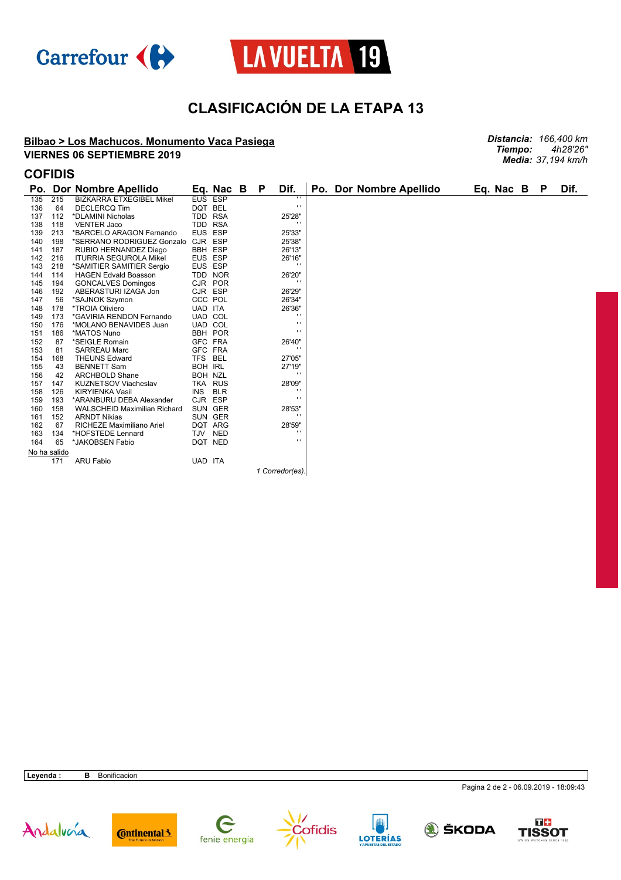## CLASIFICACIÓN DE LA ETAPA 13

**Bilbao > Los Machucos. Monumento Vaca Pasiega**
**VIERNES 06 SEPTIEMBRE 2019**

***Distancia:*** *166,400 km*
***Tiempo:*** *4h28'26"*
***Media:*** *37,194 km/h*

### COFIDIS

| Po. | Dor | Nombre Apellido | Eq. | Nac | B | P | Dif. |
|---|---|---|---|---|---|---|---|
| 135 | 215 | BIZKARRA ETXEGIBEL Mikel | EUS | ESP | | | ' ' |
| 136 | 64 | DECLERCQ Tim | DQT | BEL | | | ' ' |
| 137 | 112 | *DLAMINI Nicholas | TDD | RSA | | | 25'28" |
| 138 | 118 | VENTER Jaco | TDD | RSA | | | ' ' |
| 139 | 213 | *BARCELO ARAGON Fernando | EUS | ESP | | | 25'33" |
| 140 | 198 | *SERRANO RODRIGUEZ Gonzalo | CJR | ESP | | | 25'38" |
| 141 | 187 | RUBIO HERNANDEZ Diego | BBH | ESP | | | 26'13" |
| 142 | 216 | ITURRIA SEGUROLA Mikel | EUS | ESP | | | 26'16" |
| 143 | 218 | *SAMITIER SAMITIER Sergio | EUS | ESP | | | ' ' |
| 144 | 114 | HAGEN Edvald Boasson | TDD | NOR | | | 26'20" |
| 145 | 194 | GONCALVES Domingos | CJR | POR | | | ' ' |
| 146 | 192 | ABERASTURI IZAGA Jon | CJR | ESP | | | 26'29" |
| 147 | 56 | *SAJNOK Szymon | CCC | POL | | | 26'34" |
| 148 | 178 | *TROIA Oliviero | UAD | ITA | | | 26'36" |
| 149 | 173 | *GAVIRIA RENDON Fernando | UAD | COL | | | ' ' |
| 150 | 176 | *MOLANO BENAVIDES Juan | UAD | COL | | | ' ' |
| 151 | 186 | *MATOS Nuno | BBH | POR | | | ' ' |
| 152 | 87 | *SEIGLE Romain | GFC | FRA | | | 26'40" |
| 153 | 81 | SARREAU Marc | GFC | FRA | | | ' ' |
| 154 | 168 | THEUNS Edward | TFS | BEL | | | 27'05" |
| 155 | 43 | BENNETT Sam | BOH | IRL | | | 27'19" |
| 156 | 42 | ARCHBOLD Shane | BOH | NZL | | | ' ' |
| 157 | 147 | KUZNETSOV Viacheslav | TKA | RUS | | | 28'09" |
| 158 | 126 | KIRYIENKA Vasil | INS | BLR | | | ' ' |
| 159 | 193 | *ARANBURU DEBA Alexander | CJR | ESP | | | ' ' |
| 160 | 158 | WALSCHEID Maximilian Richard | SUN | GER | | | 28'53" |
| 161 | 152 | ARNDT Nikias | SUN | GER | | | ' ' |
| 162 | 67 | RICHEZE Maximiliano Ariel | DQT | ARG | | | 28'59" |
| 163 | 134 | *HOFSTEDE Lennard | TJV | NED | | | ' ' |
| 164 | 65 | *JAKOBSEN Fabio | DQT | NED | | | ' ' |

No ha salido

| Po. | Dor | Nombre Apellido | Eq. | Nac | B | P | Dif. |
|---|---|---|---|---|---|---|---|
| | 171 | ARU Fabio | UAD | ITA | | | |

*1 Corredor(es).*

**Leyenda :** **B** Bonificacion